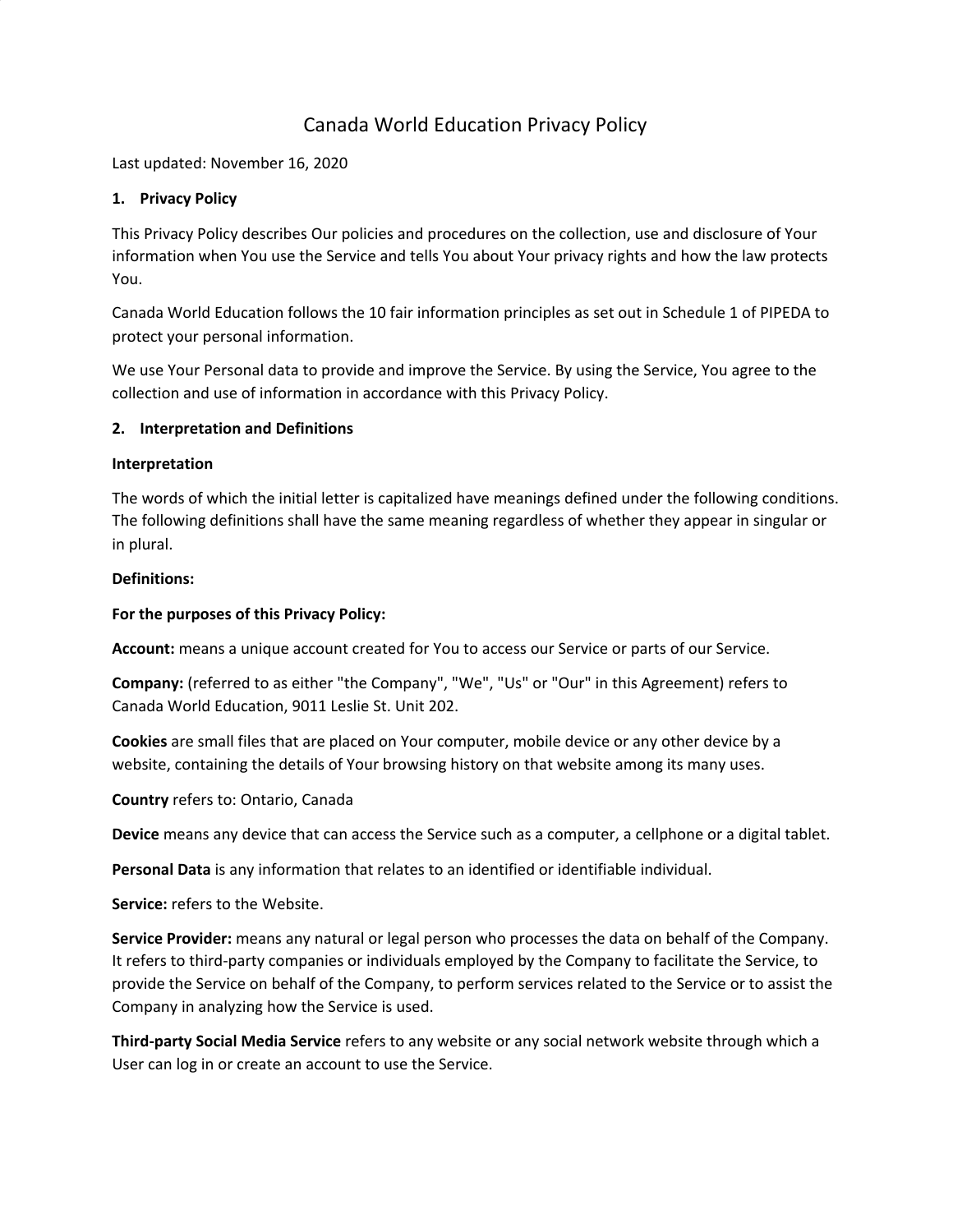# Canada World Education Privacy Policy

Last updated: November 16, 2020

## 1. Privacy Policy

This Privacy Policy describes Our policies and procedures on the collection, use and disclosure of Your information when You use the Service and tells You about Your privacy rights and how the law protects You.

Canada World Education follows the 10 fair information principles as set out in Schedule 1 of PIPEDA to protect your personal information.

We use Your Personal data to provide and improve the Service. By using the Service, You agree to the collection and use of information in accordance with this Privacy Policy.

## 2. Interpretation and Definitions

**Interpretation**

The words of which the initial letter is capitalized have meanings defined under the following conditions. The following definitions shall have the same meaning regardless of whether they appear in singular or in plural.

**Definitions:**

**For the purposes of this Privacy Policy:**

**Account:** means a unique account created for You to access our Service or parts of our Service.

**Company:** (referred to as either "the Company", "We", "Us" or "Our" in this Agreement) refers to Canada World Education, 9011 Leslie St. Unit 202.

**Cookies** are small files that are placed on Your computer, mobile device or any other device by a website, containing the details of Your browsing history on that website among its many uses.

**Country** refers to: Ontario, Canada

**Device** means any device that can access the Service such as a computer, a cellphone or a digital tablet.

**Personal Data** is any information that relates to an identified or identifiable individual.

**Service:** refers to the Website.

**Service Provider:** means any natural or legal person who processes the data on behalf of the Company. It refers to third-party companies or individuals employed by the Company to facilitate the Service, to provide the Service on behalf of the Company, to perform services related to the Service or to assist the Company in analyzing how the Service is used.

**Third-party Social Media Service** refers to any website or any social network website through which a User can log in or create an account to use the Service.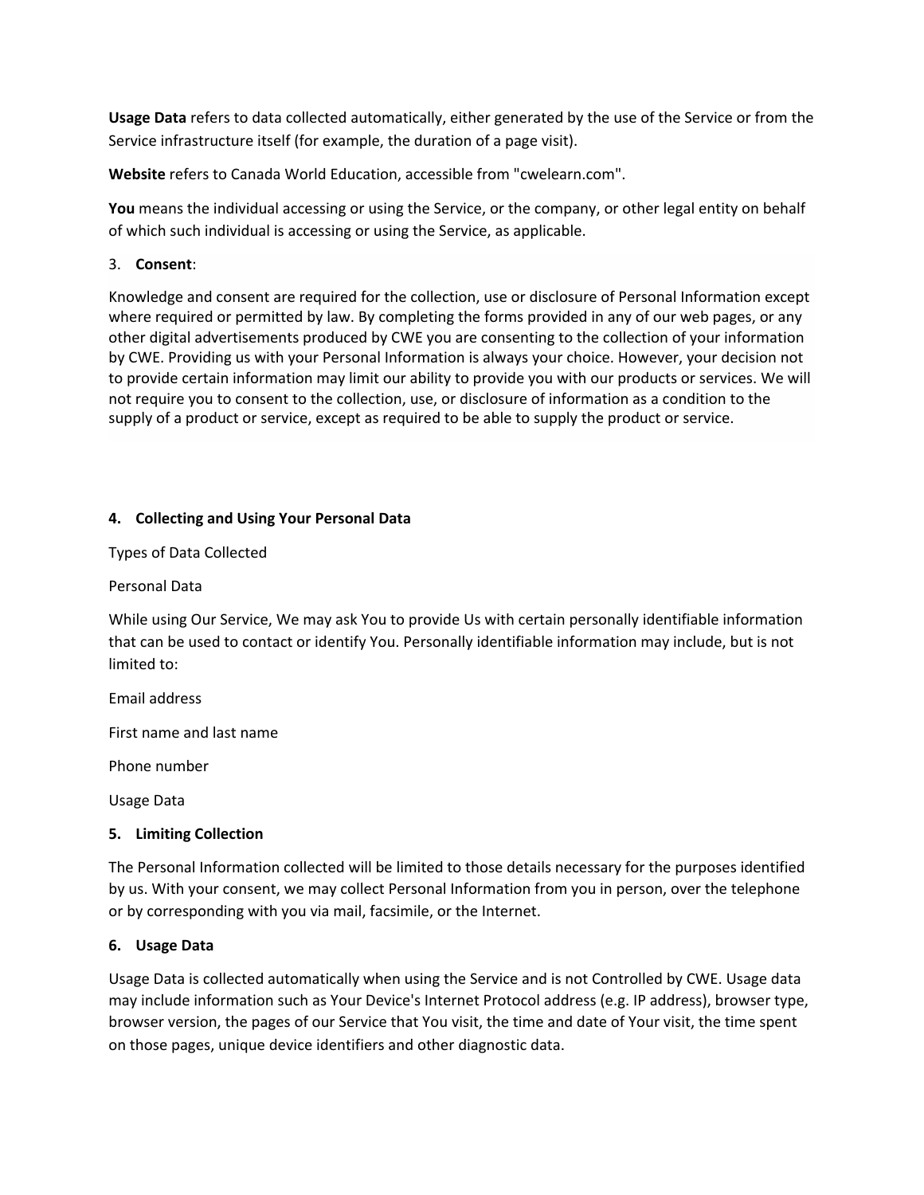**Usage Data** refers to data collected automatically, either generated by the use of the Service or from the Service infrastructure itself (for example, the duration of a page visit).

**Website** refers to Canada World Education, accessible from "cwelearn.com".

**You** means the individual accessing or using the Service, or the company, or other legal entity on behalf of which such individual is accessing or using the Service, as applicable.

3. **Consent**:

Knowledge and consent are required for the collection, use or disclosure of Personal Information except where required or permitted by law. By completing the forms provided in any of our web pages, or any other digital advertisements produced by CWE you are consenting to the collection of your information by CWE. Providing us with your Personal Information is always your choice. However, your decision not to provide certain information may limit our ability to provide you with our products or services. We will not require you to consent to the collection, use, or disclosure of information as a condition to the supply of a product or service, except as required to be able to supply the product or service.

**4. Collecting and Using Your Personal Data**

Types of Data Collected

Personal Data

While using Our Service, We may ask You to provide Us with certain personally identifiable information that can be used to contact or identify You. Personally identifiable information may include, but is not limited to:

Email address

First name and last name

Phone number

Usage Data

**5. Limiting Collection**

The Personal Information collected will be limited to those details necessary for the purposes identified by us. With your consent, we may collect Personal Information from you in person, over the telephone or by corresponding with you via mail, facsimile, or the Internet.

**6. Usage Data**

Usage Data is collected automatically when using the Service and is not Controlled by CWE. Usage data may include information such as Your Device's Internet Protocol address (e.g. IP address), browser type, browser version, the pages of our Service that You visit, the time and date of Your visit, the time spent on those pages, unique device identifiers and other diagnostic data.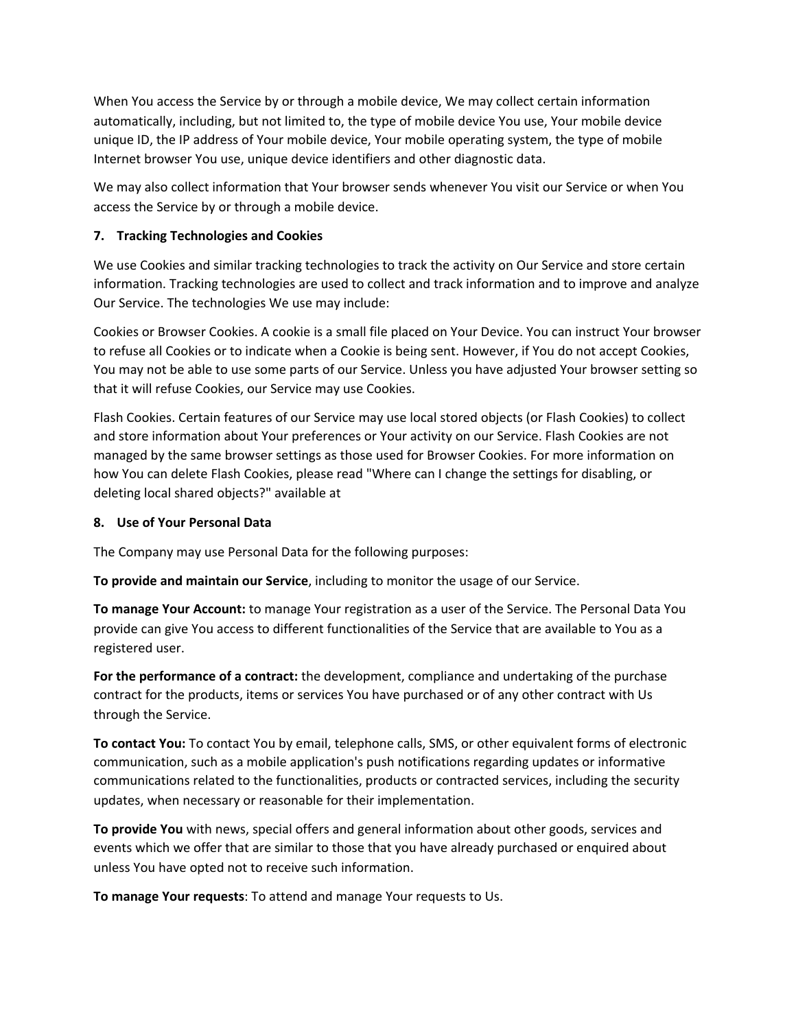When You access the Service by or through a mobile device, We may collect certain information automatically, including, but not limited to, the type of mobile device You use, Your mobile device unique ID, the IP address of Your mobile device, Your mobile operating system, the type of mobile Internet browser You use, unique device identifiers and other diagnostic data.

We may also collect information that Your browser sends whenever You visit our Service or when You access the Service by or through a mobile device.

**7. Tracking Technologies and Cookies**

We use Cookies and similar tracking technologies to track the activity on Our Service and store certain information. Tracking technologies are used to collect and track information and to improve and analyze Our Service. The technologies We use may include:

Cookies or Browser Cookies. A cookie is a small file placed on Your Device. You can instruct Your browser to refuse all Cookies or to indicate when a Cookie is being sent. However, if You do not accept Cookies, You may not be able to use some parts of our Service. Unless you have adjusted Your browser setting so that it will refuse Cookies, our Service may use Cookies.

Flash Cookies. Certain features of our Service may use local stored objects (or Flash Cookies) to collect and store information about Your preferences or Your activity on our Service. Flash Cookies are not managed by the same browser settings as those used for Browser Cookies. For more information on how You can delete Flash Cookies, please read "Where can I change the settings for disabling, or deleting local shared objects?" available at

**8. Use of Your Personal Data**

The Company may use Personal Data for the following purposes:

**To provide and maintain our Service**, including to monitor the usage of our Service.

**To manage Your Account:** to manage Your registration as a user of the Service. The Personal Data You provide can give You access to different functionalities of the Service that are available to You as a registered user.

**For the performance of a contract:** the development, compliance and undertaking of the purchase contract for the products, items or services You have purchased or of any other contract with Us through the Service.

**To contact You:** To contact You by email, telephone calls, SMS, or other equivalent forms of electronic communication, such as a mobile application's push notifications regarding updates or informative communications related to the functionalities, products or contracted services, including the security updates, when necessary or reasonable for their implementation.

**To provide You** with news, special offers and general information about other goods, services and events which we offer that are similar to those that you have already purchased or enquired about unless You have opted not to receive such information.

**To manage Your requests**: To attend and manage Your requests to Us.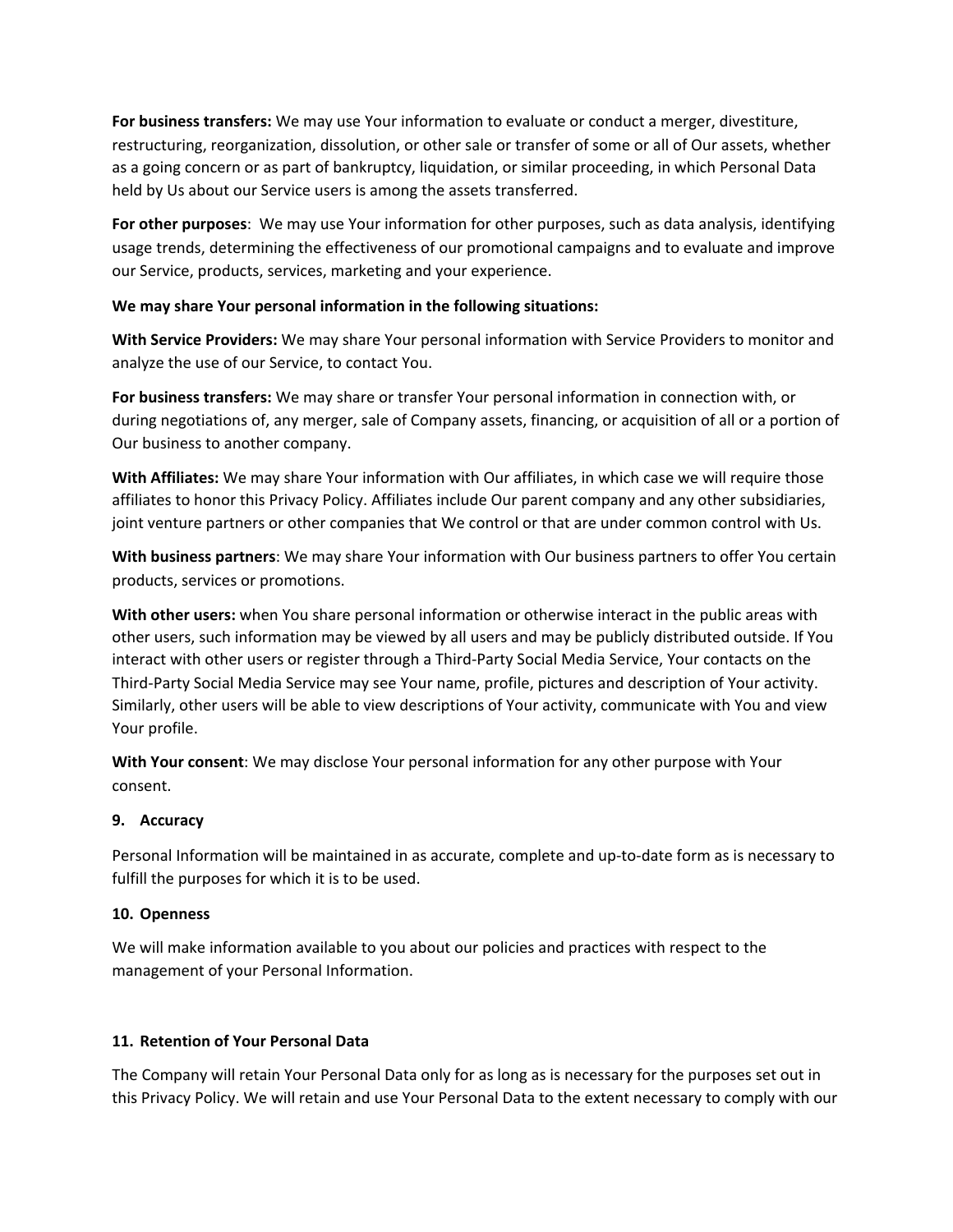**For business transfers:** We may use Your information to evaluate or conduct a merger, divestiture, restructuring, reorganization, dissolution, or other sale or transfer of some or all of Our assets, whether as a going concern or as part of bankruptcy, liquidation, or similar proceeding, in which Personal Data held by Us about our Service users is among the assets transferred.

**For other purposes**: We may use Your information for other purposes, such as data analysis, identifying usage trends, determining the effectiveness of our promotional campaigns and to evaluate and improve our Service, products, services, marketing and your experience.

**We may share Your personal information in the following situations:**

**With Service Providers:** We may share Your personal information with Service Providers to monitor and analyze the use of our Service, to contact You.

**For business transfers:** We may share or transfer Your personal information in connection with, or during negotiations of, any merger, sale of Company assets, financing, or acquisition of all or a portion of Our business to another company.

**With Affiliates:** We may share Your information with Our affiliates, in which case we will require those affiliates to honor this Privacy Policy. Affiliates include Our parent company and any other subsidiaries, joint venture partners or other companies that We control or that are under common control with Us.

**With business partners**: We may share Your information with Our business partners to offer You certain products, services or promotions.

**With other users:** when You share personal information or otherwise interact in the public areas with other users, such information may be viewed by all users and may be publicly distributed outside. If You interact with other users or register through a Third-Party Social Media Service, Your contacts on the Third-Party Social Media Service may see Your name, profile, pictures and description of Your activity. Similarly, other users will be able to view descriptions of Your activity, communicate with You and view Your profile.

**With Your consent**: We may disclose Your personal information for any other purpose with Your consent.

### 9. Accuracy

Personal Information will be maintained in as accurate, complete and up-to-date form as is necessary to fulfill the purposes for which it is to be used.

### 10. Openness

We will make information available to you about our policies and practices with respect to the management of your Personal Information.

### 11. Retention of Your Personal Data

The Company will retain Your Personal Data only for as long as is necessary for the purposes set out in this Privacy Policy. We will retain and use Your Personal Data to the extent necessary to comply with our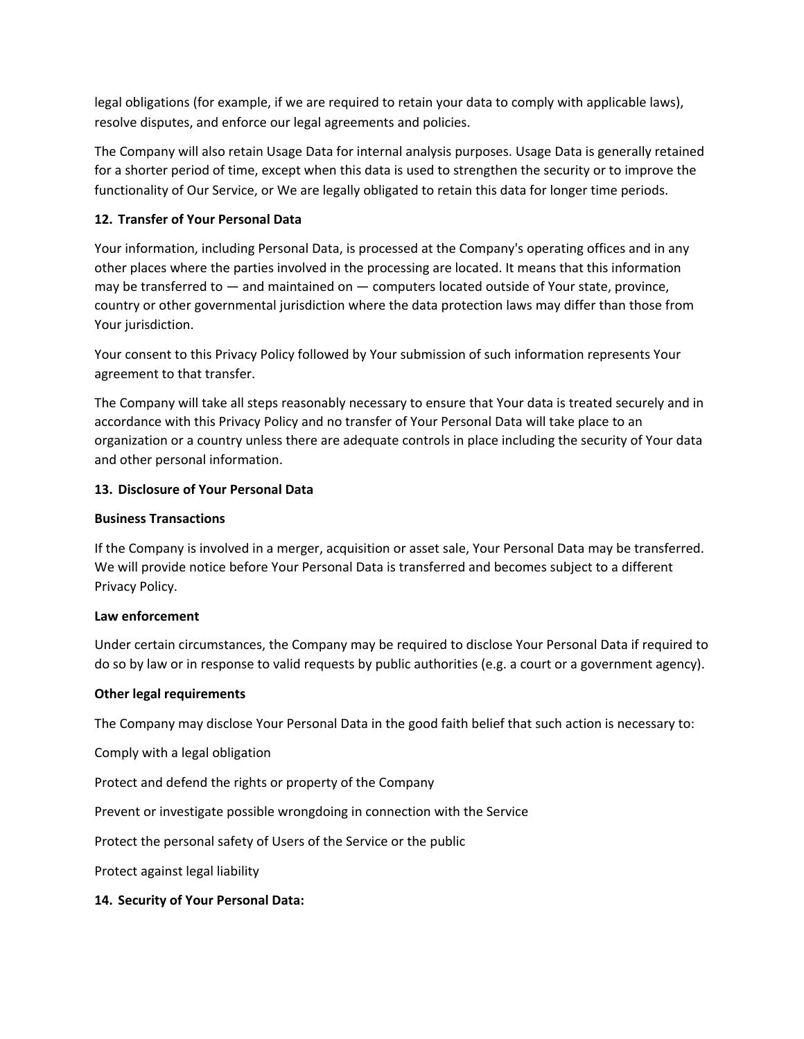legal obligations (for example, if we are required to retain your data to comply with applicable laws), resolve disputes, and enforce our legal agreements and policies.

The Company will also retain Usage Data for internal analysis purposes. Usage Data is generally retained for a shorter period of time, except when this data is used to strengthen the security or to improve the functionality of Our Service, or We are legally obligated to retain this data for longer time periods.

**12. Transfer of Your Personal Data**

Your information, including Personal Data, is processed at the Company's operating offices and in any other places where the parties involved in the processing are located. It means that this information may be transferred to — and maintained on — computers located outside of Your state, province, country or other governmental jurisdiction where the data protection laws may differ than those from Your jurisdiction.

Your consent to this Privacy Policy followed by Your submission of such information represents Your agreement to that transfer.

The Company will take all steps reasonably necessary to ensure that Your data is treated securely and in accordance with this Privacy Policy and no transfer of Your Personal Data will take place to an organization or a country unless there are adequate controls in place including the security of Your data and other personal information.

**13. Disclosure of Your Personal Data**

**Business Transactions**

If the Company is involved in a merger, acquisition or asset sale, Your Personal Data may be transferred. We will provide notice before Your Personal Data is transferred and becomes subject to a different Privacy Policy.

**Law enforcement**

Under certain circumstances, the Company may be required to disclose Your Personal Data if required to do so by law or in response to valid requests by public authorities (e.g. a court or a government agency).

**Other legal requirements**

The Company may disclose Your Personal Data in the good faith belief that such action is necessary to:

Comply with a legal obligation

Protect and defend the rights or property of the Company

Prevent or investigate possible wrongdoing in connection with the Service

Protect the personal safety of Users of the Service or the public

Protect against legal liability

**14. Security of Your Personal Data:**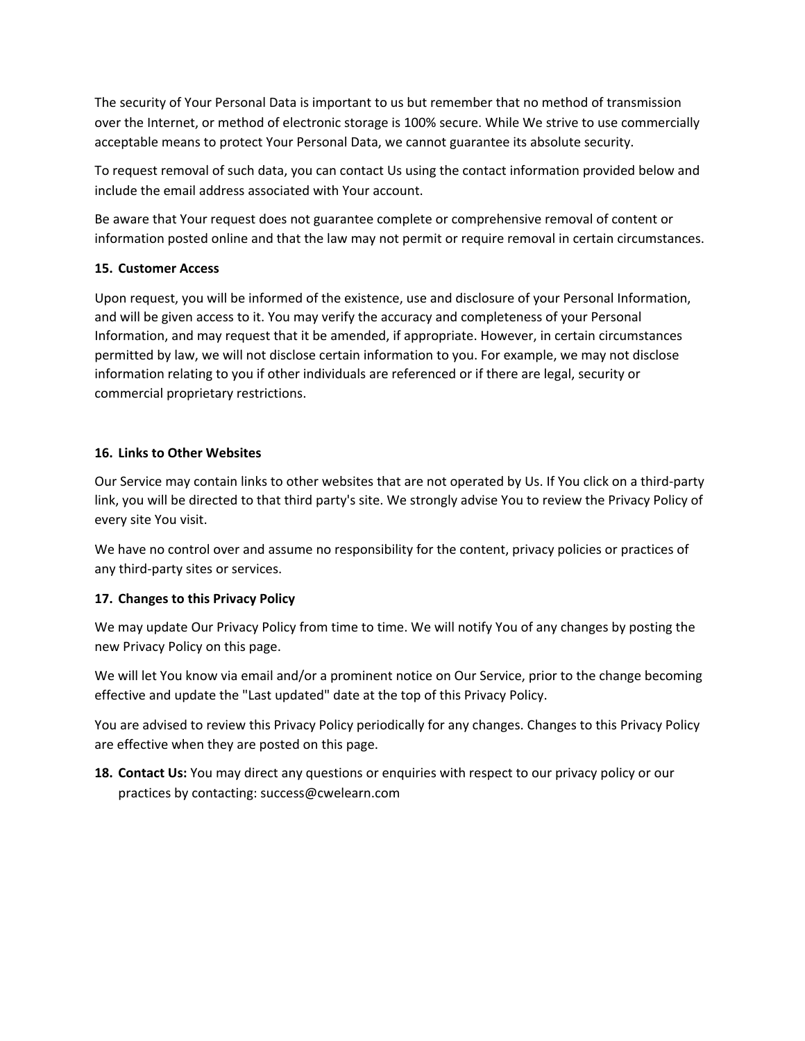The security of Your Personal Data is important to us but remember that no method of transmission over the Internet, or method of electronic storage is 100% secure. While We strive to use commercially acceptable means to protect Your Personal Data, we cannot guarantee its absolute security.

To request removal of such data, you can contact Us using the contact information provided below and include the email address associated with Your account.

Be aware that Your request does not guarantee complete or comprehensive removal of content or information posted online and that the law may not permit or require removal in certain circumstances.

**15. Customer Access**

Upon request, you will be informed of the existence, use and disclosure of your Personal Information, and will be given access to it. You may verify the accuracy and completeness of your Personal Information, and may request that it be amended, if appropriate. However, in certain circumstances permitted by law, we will not disclose certain information to you. For example, we may not disclose information relating to you if other individuals are referenced or if there are legal, security or commercial proprietary restrictions.

**16. Links to Other Websites**

Our Service may contain links to other websites that are not operated by Us. If You click on a third-party link, you will be directed to that third party's site. We strongly advise You to review the Privacy Policy of every site You visit.

We have no control over and assume no responsibility for the content, privacy policies or practices of any third-party sites or services.

**17. Changes to this Privacy Policy**

We may update Our Privacy Policy from time to time. We will notify You of any changes by posting the new Privacy Policy on this page.

We will let You know via email and/or a prominent notice on Our Service, prior to the change becoming effective and update the "Last updated" date at the top of this Privacy Policy.

You are advised to review this Privacy Policy periodically for any changes. Changes to this Privacy Policy are effective when they are posted on this page.

**18. Contact Us:** You may direct any questions or enquiries with respect to our privacy policy or our practices by contacting: success@cwelearn.com